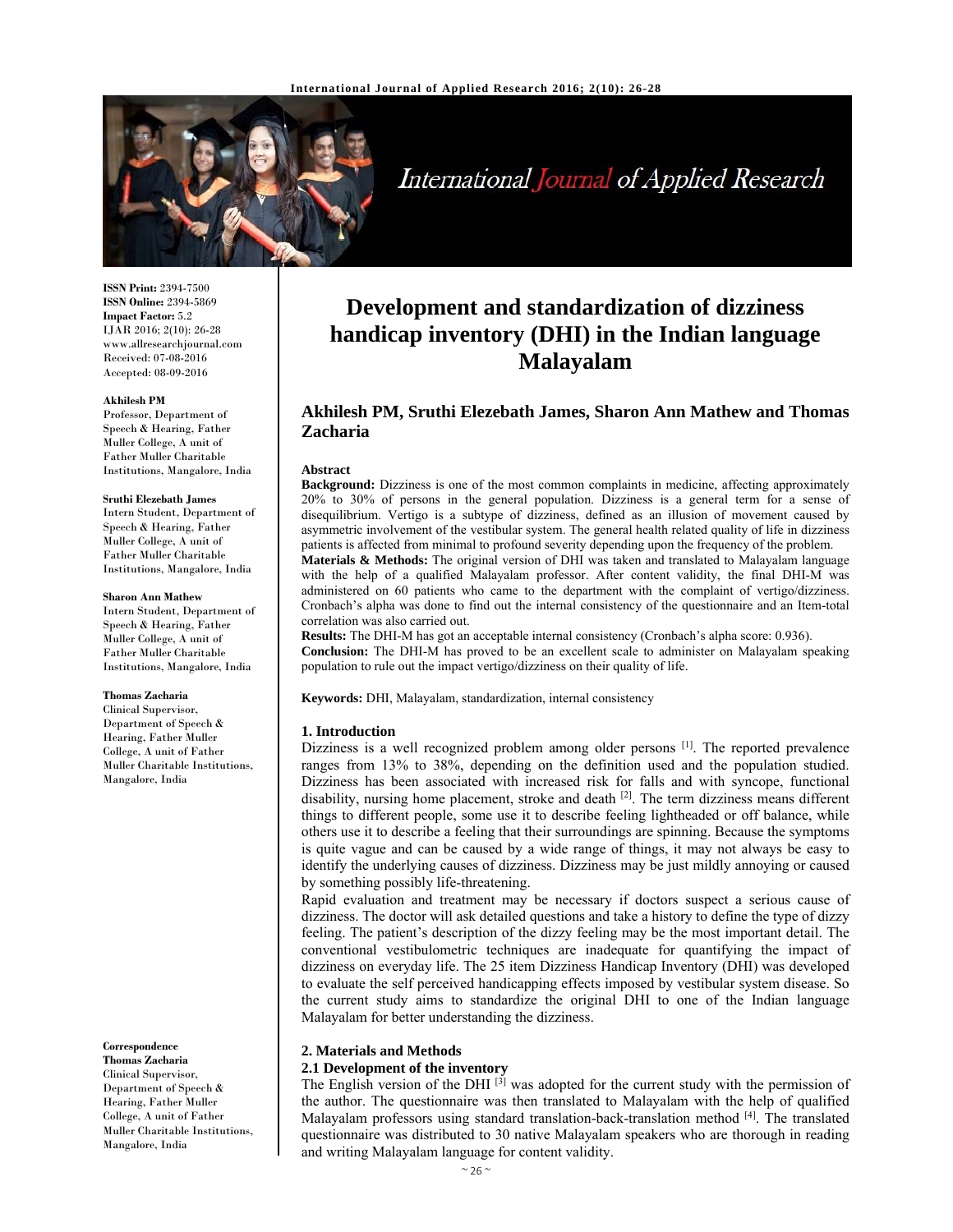**ISSN Print:** 2394-7500
**ISSN Online:** 2394-5869
**Impact Factor:** 5.2
IJAR 2016; 2(10): 26-28
www.allresearchjournal.com
Received: 07-08-2016
Accepted: 08-09-2016

**Akhilesh PM**
Professor, Department of Speech & Hearing, Father Muller College, A unit of Father Muller Charitable Institutions, Mangalore, India

**Sruthi Elezebath James**
Intern Student, Department of Speech & Hearing, Father Muller College, A unit of Father Muller Charitable Institutions, Mangalore, India

**Sharon Ann Mathew**
Intern Student, Department of Speech & Hearing, Father Muller College, A unit of Father Muller Charitable Institutions, Mangalore, India

**Thomas Zacharia**
Clinical Supervisor, Department of Speech & Hearing, Father Muller College, A unit of Father Muller Charitable Institutions, Mangalore, India

**Correspondence**
**Thomas Zacharia**
Clinical Supervisor, Department of Speech & Hearing, Father Muller College, A unit of Father Muller Charitable Institutions, Mangalore, India

# Development and standardization of dizziness handicap inventory (DHI) in the Indian language Malayalam

**Akhilesh PM, Sruthi Elezebath James, Sharon Ann Mathew and Thomas Zacharia**

**Abstract**

**Background:** Dizziness is one of the most common complaints in medicine, affecting approximately 20% to 30% of persons in the general population. Dizziness is a general term for a sense of disequilibrium. Vertigo is a subtype of dizziness, defined as an illusion of movement caused by asymmetric involvement of the vestibular system. The general health related quality of life in dizziness patients is affected from minimal to profound severity depending upon the frequency of the problem.

**Materials & Methods:** The original version of DHI was taken and translated to Malayalam language with the help of a qualified Malayalam professor. After content validity, the final DHI-M was administered on 60 patients who came to the department with the complaint of vertigo/dizziness. Cronbach's alpha was done to find out the internal consistency of the questionnaire and an Item-total correlation was also carried out.

**Results:** The DHI-M has got an acceptable internal consistency (Cronbach's alpha score: 0.936).

**Conclusion:** The DHI-M has proved to be an excellent scale to administer on Malayalam speaking population to rule out the impact vertigo/dizziness on their quality of life.

**Keywords:** DHI, Malayalam, standardization, internal consistency

## 1. Introduction

Dizziness is a well recognized problem among older persons [1]. The reported prevalence ranges from 13% to 38%, depending on the definition used and the population studied. Dizziness has been associated with increased risk for falls and with syncope, functional disability, nursing home placement, stroke and death [2]. The term dizziness means different things to different people, some use it to describe feeling lightheaded or off balance, while others use it to describe a feeling that their surroundings are spinning. Because the symptoms is quite vague and can be caused by a wide range of things, it may not always be easy to identify the underlying causes of dizziness. Dizziness may be just mildly annoying or caused by something possibly life-threatening.

Rapid evaluation and treatment may be necessary if doctors suspect a serious cause of dizziness. The doctor will ask detailed questions and take a history to define the type of dizzy feeling. The patient's description of the dizzy feeling may be the most important detail. The conventional vestibulometric techniques are inadequate for quantifying the impact of dizziness on everyday life. The 25 item Dizziness Handicap Inventory (DHI) was developed to evaluate the self perceived handicapping effects imposed by vestibular system disease. So the current study aims to standardize the original DHI to one of the Indian language Malayalam for better understanding the dizziness.

## 2. Materials and Methods

### 2.1 Development of the inventory

The English version of the DHI [3] was adopted for the current study with the permission of the author. The questionnaire was then translated to Malayalam with the help of qualified Malayalam professors using standard translation-back-translation method [4]. The translated questionnaire was distributed to 30 native Malayalam speakers who are thorough in reading and writing Malayalam language for content validity.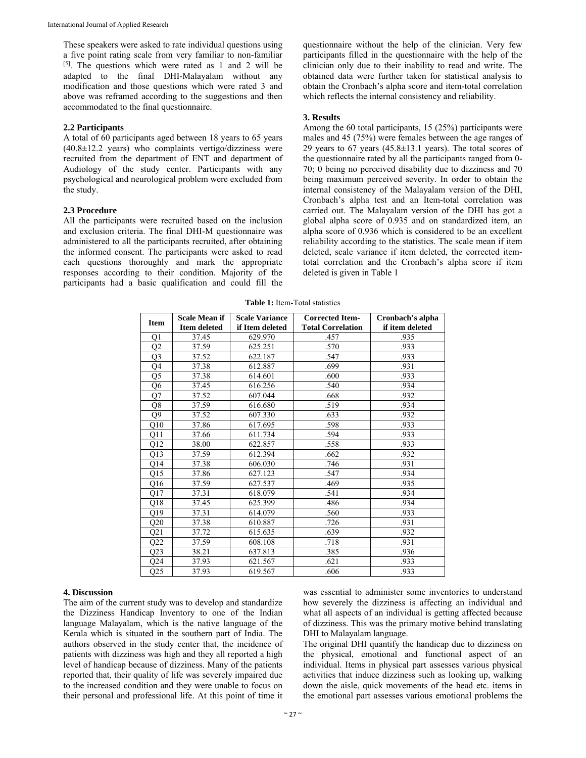These speakers were asked to rate individual questions using a five point rating scale from very familiar to non-familiar [5]. The questions which were rated as 1 and 2 will be adapted to the final DHI-Malayalam without any modification and those questions which were rated 3 and above was reframed according to the suggestions and then accommodated to the final questionnaire.

### 2.2 Participants

A total of 60 participants aged between 18 years to 65 years (40.8±12.2 years) who complaints vertigo/dizziness were recruited from the department of ENT and department of Audiology of the study center. Participants with any psychological and neurological problem were excluded from the study.

### 2.3 Procedure

All the participants were recruited based on the inclusion and exclusion criteria. The final DHI-M questionnaire was administered to all the participants recruited, after obtaining the informed consent. The participants were asked to read each questions thoroughly and mark the appropriate responses according to their condition. Majority of the participants had a basic qualification and could fill the questionnaire without the help of the clinician. Very few participants filled in the questionnaire with the help of the clinician only due to their inability to read and write. The obtained data were further taken for statistical analysis to obtain the Cronbach's alpha score and item-total correlation which reflects the internal consistency and reliability.

## 3. Results

Among the 60 total participants, 15 (25%) participants were males and 45 (75%) were females between the age ranges of 29 years to 67 years (45.8±13.1 years). The total scores of the questionnaire rated by all the participants ranged from 0-70; 0 being no perceived disability due to dizziness and 70 being maximum perceived severity. In order to obtain the internal consistency of the Malayalam version of the DHI, Cronbach's alpha test and an Item-total correlation was carried out. The Malayalam version of the DHI has got a global alpha score of 0.935 and on standardized item, an alpha score of 0.936 which is considered to be an excellent reliability according to the statistics. The scale mean if item deleted, scale variance if item deleted, the corrected item-total correlation and the Cronbach's alpha score if item deleted is given in Table 1

**Table 1:** Item-Total statistics

| Item | Scale Mean if Item deleted | Scale Variance if Item deleted | Corrected Item-Total Correlation | Cronbach's alpha if item deleted |
|---|---|---|---|---|
| Q1 | 37.45 | 629.970 | .457 | .935 |
| Q2 | 37.59 | 625.251 | .570 | .933 |
| Q3 | 37.52 | 622.187 | .547 | .933 |
| Q4 | 37.38 | 612.887 | .699 | .931 |
| Q5 | 37.38 | 614.601 | .600 | .933 |
| Q6 | 37.45 | 616.256 | .540 | .934 |
| Q7 | 37.52 | 607.044 | .668 | .932 |
| Q8 | 37.59 | 616.680 | .519 | .934 |
| Q9 | 37.52 | 607.330 | .633 | .932 |
| Q10 | 37.86 | 617.695 | .598 | .933 |
| Q11 | 37.66 | 611.734 | .594 | .933 |
| Q12 | 38.00 | 622.857 | .558 | .933 |
| Q13 | 37.59 | 612.394 | .662 | .932 |
| Q14 | 37.38 | 606.030 | .746 | .931 |
| Q15 | 37.86 | 627.123 | .547 | .934 |
| Q16 | 37.59 | 627.537 | .469 | .935 |
| Q17 | 37.31 | 618.079 | .541 | .934 |
| Q18 | 37.45 | 625.399 | .486 | .934 |
| Q19 | 37.31 | 614.079 | .560 | .933 |
| Q20 | 37.38 | 610.887 | .726 | .931 |
| Q21 | 37.72 | 615.635 | .639 | .932 |
| Q22 | 37.59 | 608.108 | .718 | .931 |
| Q23 | 38.21 | 637.813 | .385 | .936 |
| Q24 | 37.93 | 621.567 | .621 | .933 |
| Q25 | 37.93 | 619.567 | .606 | .933 |

## 4. Discussion

The aim of the current study was to develop and standardize the Dizziness Handicap Inventory to one of the Indian language Malayalam, which is the native language of the Kerala which is situated in the southern part of India. The authors observed in the study center that, the incidence of patients with dizziness was high and they all reported a high level of handicap because of dizziness. Many of the patients reported that, their quality of life was severely impaired due to the increased condition and they were unable to focus on their personal and professional life. At this point of time it was essential to administer some inventories to understand how severely the dizziness is affecting an individual and what all aspects of an individual is getting affected because of dizziness. This was the primary motive behind translating DHI to Malayalam language.

The original DHI quantify the handicap due to dizziness on the physical, emotional and functional aspect of an individual. Items in physical part assesses various physical activities that induce dizziness such as looking up, walking down the aisle, quick movements of the head etc. items in the emotional part assesses various emotional problems the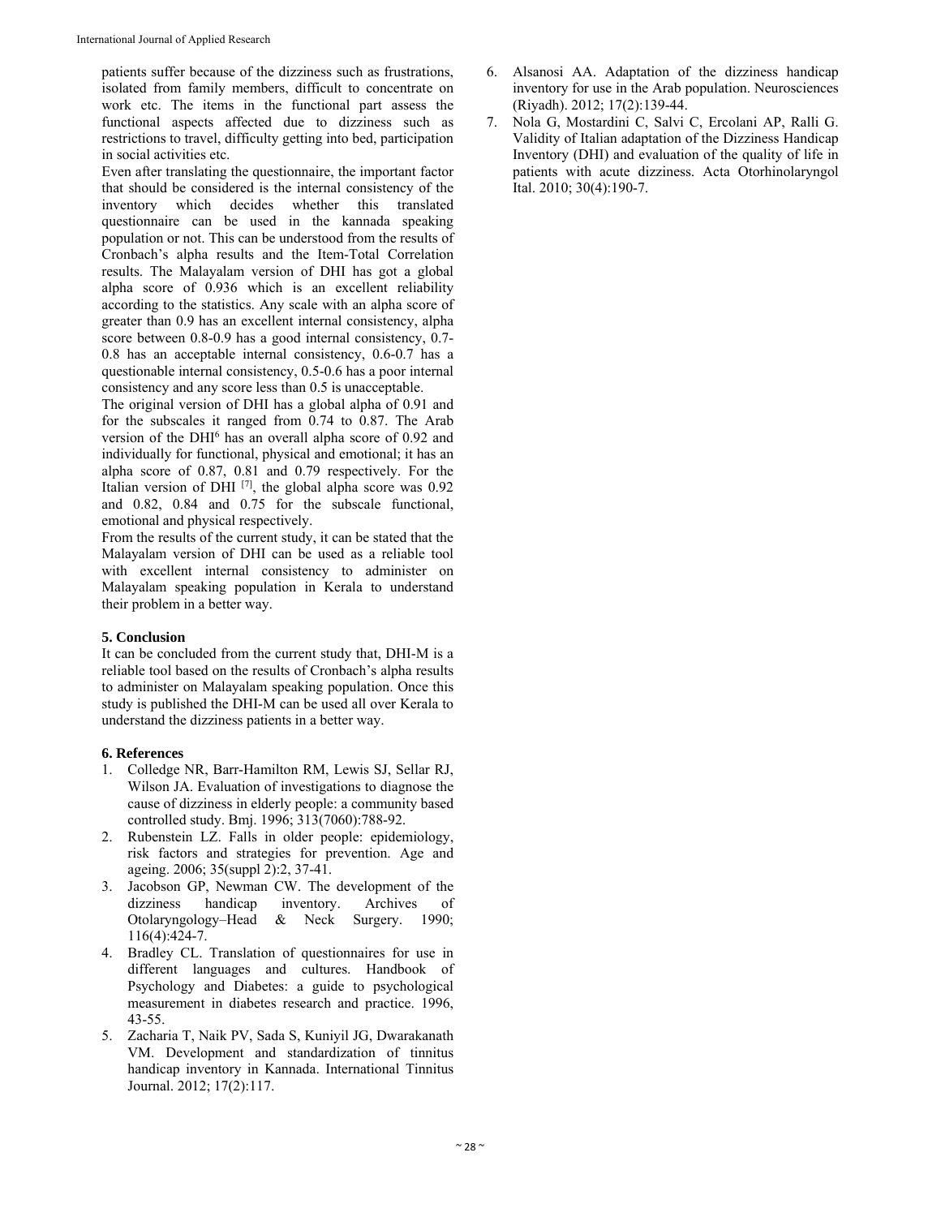patients suffer because of the dizziness such as frustrations, isolated from family members, difficult to concentrate on work etc. The items in the functional part assess the functional aspects affected due to dizziness such as restrictions to travel, difficulty getting into bed, participation in social activities etc.

Even after translating the questionnaire, the important factor that should be considered is the internal consistency of the inventory which decides whether this translated questionnaire can be used in the kannada speaking population or not. This can be understood from the results of Cronbach's alpha results and the Item-Total Correlation results. The Malayalam version of DHI has got a global alpha score of 0.936 which is an excellent reliability according to the statistics. Any scale with an alpha score of greater than 0.9 has an excellent internal consistency, alpha score between 0.8-0.9 has a good internal consistency, 0.7-0.8 has an acceptable internal consistency, 0.6-0.7 has a questionable internal consistency, 0.5-0.6 has a poor internal consistency and any score less than 0.5 is unacceptable.

The original version of DHI has a global alpha of 0.91 and for the subscales it ranged from 0.74 to 0.87. The Arab version of the DHI[6] has an overall alpha score of 0.92 and individually for functional, physical and emotional; it has an alpha score of 0.87, 0.81 and 0.79 respectively. For the Italian version of DHI [7], the global alpha score was 0.92 and 0.82, 0.84 and 0.75 for the subscale functional, emotional and physical respectively.

From the results of the current study, it can be stated that the Malayalam version of DHI can be used as a reliable tool with excellent internal consistency to administer on Malayalam speaking population in Kerala to understand their problem in a better way.

## 5. Conclusion

It can be concluded from the current study that, DHI-M is a reliable tool based on the results of Cronbach's alpha results to administer on Malayalam speaking population. Once this study is published the DHI-M can be used all over Kerala to understand the dizziness patients in a better way.

## 6. References

1. Colledge NR, Barr-Hamilton RM, Lewis SJ, Sellar RJ, Wilson JA. Evaluation of investigations to diagnose the cause of dizziness in elderly people: a community based controlled study. Bmj. 1996; 313(7060):788-92.
2. Rubenstein LZ. Falls in older people: epidemiology, risk factors and strategies for prevention. Age and ageing. 2006; 35(suppl 2):2, 37-41.
3. Jacobson GP, Newman CW. The development of the dizziness handicap inventory. Archives of Otolaryngology–Head & Neck Surgery. 1990; 116(4):424-7.
4. Bradley CL. Translation of questionnaires for use in different languages and cultures. Handbook of Psychology and Diabetes: a guide to psychological measurement in diabetes research and practice. 1996, 43-55.
5. Zacharia T, Naik PV, Sada S, Kuniyil JG, Dwarakanath VM. Development and standardization of tinnitus handicap inventory in Kannada. International Tinnitus Journal. 2012; 17(2):117.
6. Alsanosi AA. Adaptation of the dizziness handicap inventory for use in the Arab population. Neurosciences (Riyadh). 2012; 17(2):139-44.
7. Nola G, Mostardini C, Salvi C, Ercolani AP, Ralli G. Validity of Italian adaptation of the Dizziness Handicap Inventory (DHI) and evaluation of the quality of life in patients with acute dizziness. Acta Otorhinolaryngol Ital. 2010; 30(4):190-7.